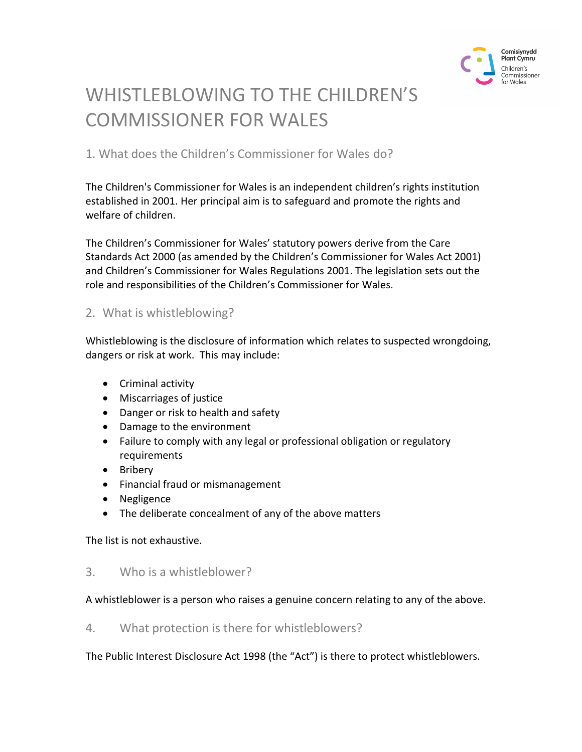# WHISTLEBLOWING TO THE CHILDREN'S COMMISSIONER FOR WALES

## 1. What does the Children's Commissioner for Wales do?

The Children's Commissioner for Wales is an independent children's rights institution established in 2001. Her principal aim is to safeguard and promote the rights and welfare of children.

The Children's Commissioner for Wales' statutory powers derive from the Care Standards Act 2000 (as amended by the Children's Commissioner for Wales Act 2001) and Children's Commissioner for Wales Regulations 2001. The legislation sets out the role and responsibilities of the Children's Commissioner for Wales.

## 2. What is whistleblowing?

Whistleblowing is the disclosure of information which relates to suspected wrongdoing, dangers or risk at work. This may include:

- Criminal activity
- Miscarriages of justice
- Danger or risk to health and safety
- Damage to the environment
- Failure to comply with any legal or professional obligation or regulatory requirements
- Bribery
- Financial fraud or mismanagement
- Negligence
- The deliberate concealment of any of the above matters

The list is not exhaustive.

## 3. Who is a whistleblower?

A whistleblower is a person who raises a genuine concern relating to any of the above.

## 4. What protection is there for whistleblowers?

The Public Interest Disclosure Act 1998 (the "Act") is there to protect whistleblowers.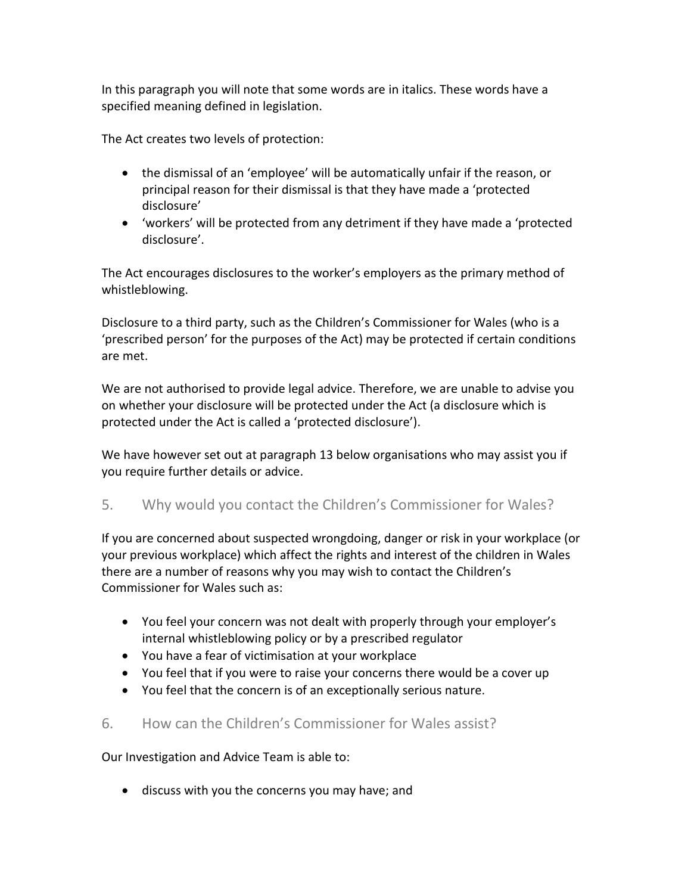In this paragraph you will note that some words are in italics. These words have a specified meaning defined in legislation.

The Act creates two levels of protection:

- the dismissal of an 'employee' will be automatically unfair if the reason, or principal reason for their dismissal is that they have made a 'protected disclosure'
- 'workers' will be protected from any detriment if they have made a 'protected disclosure'.

The Act encourages disclosures to the worker's employers as the primary method of whistleblowing.

Disclosure to a third party, such as the Children's Commissioner for Wales (who is a 'prescribed person' for the purposes of the Act) may be protected if certain conditions are met.

We are not authorised to provide legal advice. Therefore, we are unable to advise you on whether your disclosure will be protected under the Act (a disclosure which is protected under the Act is called a 'protected disclosure').

We have however set out at paragraph 13 below organisations who may assist you if you require further details or advice.

## 5. Why would you contact the Children's Commissioner for Wales?

If you are concerned about suspected wrongdoing, danger or risk in your workplace (or your previous workplace) which affect the rights and interest of the children in Wales there are a number of reasons why you may wish to contact the Children's Commissioner for Wales such as:

- You feel your concern was not dealt with properly through your employer's internal whistleblowing policy or by a prescribed regulator
- You have a fear of victimisation at your workplace
- You feel that if you were to raise your concerns there would be a cover up
- You feel that the concern is of an exceptionally serious nature.

## 6. How can the Children's Commissioner for Wales assist?

Our Investigation and Advice Team is able to:

- discuss with you the concerns you may have; and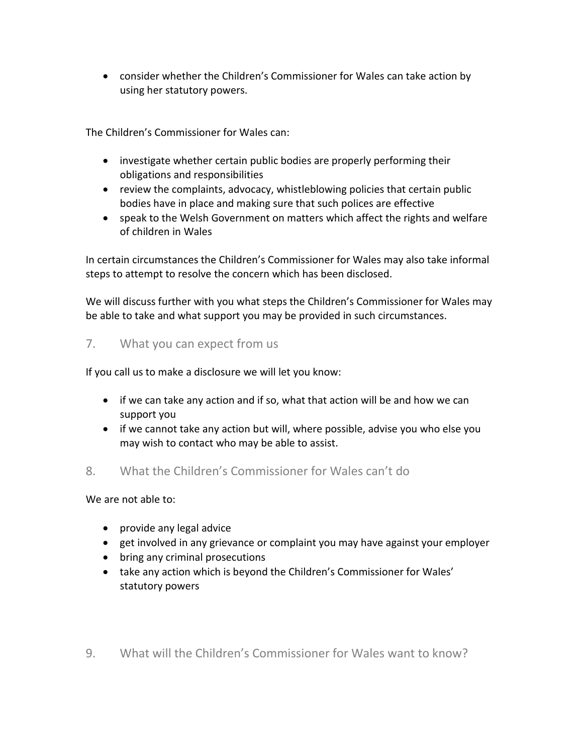- consider whether the Children's Commissioner for Wales can take action by using her statutory powers.

The Children's Commissioner for Wales can:

- investigate whether certain public bodies are properly performing their obligations and responsibilities
- review the complaints, advocacy, whistleblowing policies that certain public bodies have in place and making sure that such polices are effective
- speak to the Welsh Government on matters which affect the rights and welfare of children in Wales

In certain circumstances the Children's Commissioner for Wales may also take informal steps to attempt to resolve the concern which has been disclosed.

We will discuss further with you what steps the Children's Commissioner for Wales may be able to take and what support you may be provided in such circumstances.

## 7. What you can expect from us

If you call us to make a disclosure we will let you know:

- if we can take any action and if so, what that action will be and how we can support you
- if we cannot take any action but will, where possible, advise you who else you may wish to contact who may be able to assist.

## 8. What the Children's Commissioner for Wales can't do

We are not able to:

- provide any legal advice
- get involved in any grievance or complaint you may have against your employer
- bring any criminal prosecutions
- take any action which is beyond the Children's Commissioner for Wales' statutory powers

## 9. What will the Children's Commissioner for Wales want to know?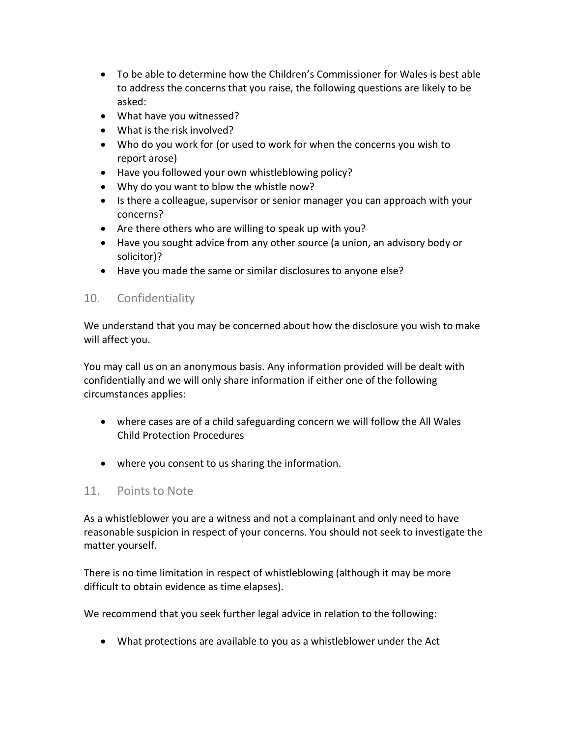- To be able to determine how the Children's Commissioner for Wales is best able to address the concerns that you raise, the following questions are likely to be asked:
- What have you witnessed?
- What is the risk involved?
- Who do you work for (or used to work for when the concerns you wish to report arose)
- Have you followed your own whistleblowing policy?
- Why do you want to blow the whistle now?
- Is there a colleague, supervisor or senior manager you can approach with your concerns?
- Are there others who are willing to speak up with you?
- Have you sought advice from any other source (a union, an advisory body or solicitor)?
- Have you made the same or similar disclosures to anyone else?

## 10. Confidentiality

We understand that you may be concerned about how the disclosure you wish to make will affect you.

You may call us on an anonymous basis. Any information provided will be dealt with confidentially and we will only share information if either one of the following circumstances applies:

- where cases are of a child safeguarding concern we will follow the All Wales Child Protection Procedures
- where you consent to us sharing the information.

## 11. Points to Note

As a whistleblower you are a witness and not a complainant and only need to have reasonable suspicion in respect of your concerns. You should not seek to investigate the matter yourself.

There is no time limitation in respect of whistleblowing (although it may be more difficult to obtain evidence as time elapses).

We recommend that you seek further legal advice in relation to the following:

- What protections are available to you as a whistleblower under the Act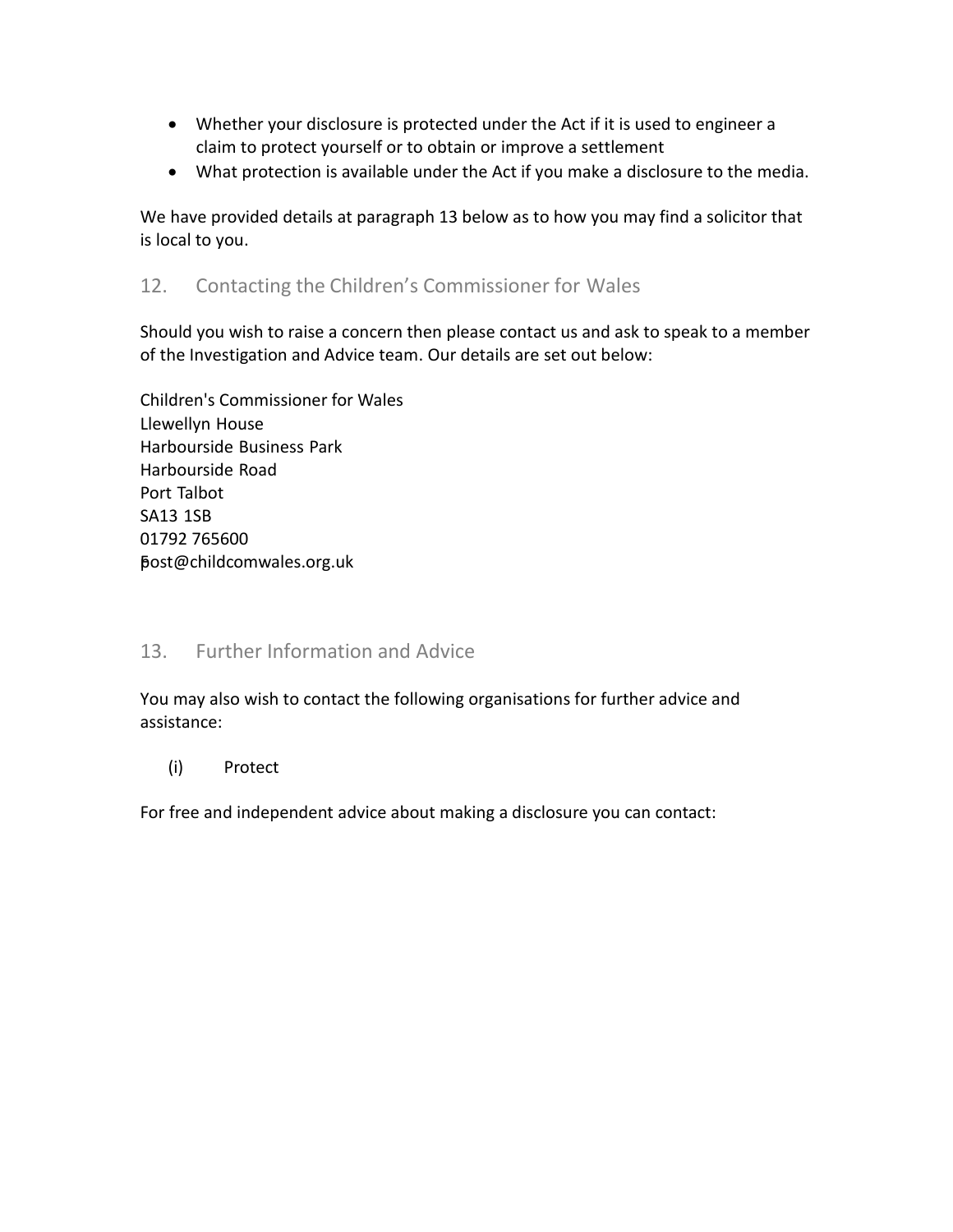- Whether your disclosure is protected under the Act if it is used to engineer a claim to protect yourself or to obtain or improve a settlement
- What protection is available under the Act if you make a disclosure to the media.

We have provided details at paragraph 13 below as to how you may find a solicitor that is local to you.

## 12. Contacting the Children's Commissioner for Wales

Should you wish to raise a concern then please contact us and ask to speak to a member of the Investigation and Advice team. Our details are set out below:

Children's Commissioner for Wales
Llewellyn House
Harbourside Business Park
Harbourside Road
Port Talbot
SA13 1SB
01792 765600
post@childcomwales.org.uk

## 13. Further Information and Advice

You may also wish to contact the following organisations for further advice and assistance:

(i) Protect

For free and independent advice about making a disclosure you can contact: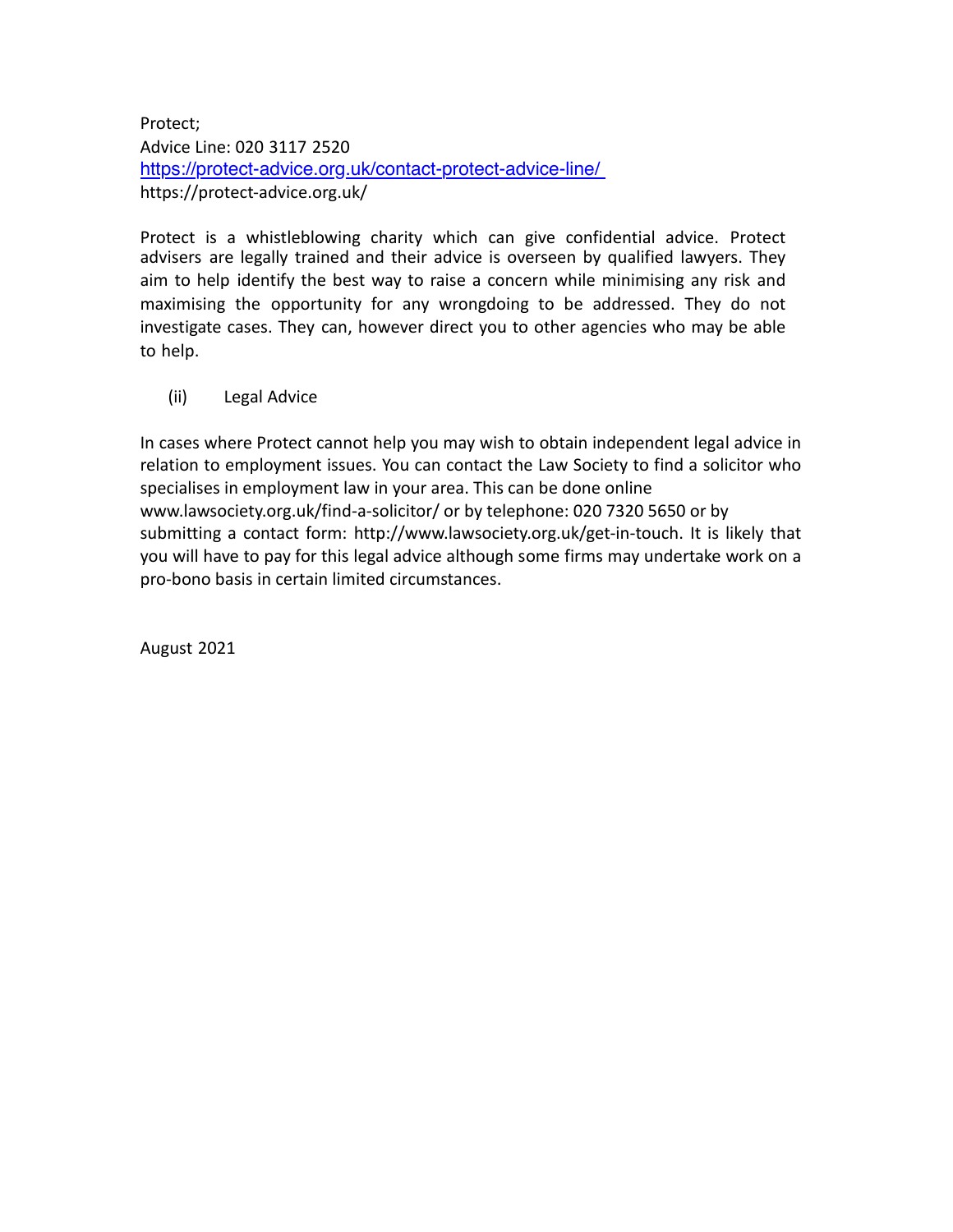Protect;
Advice Line: 020 3117 2520
https://protect-advice.org.uk/contact-protect-advice-line/
https://protect-advice.org.uk/

Protect is a whistleblowing charity which can give confidential advice. Protect advisers are legally trained and their advice is overseen by qualified lawyers. They aim to help identify the best way to raise a concern while minimising any risk and maximising the opportunity for any wrongdoing to be addressed. They do not investigate cases. They can, however direct you to other agencies who may be able to help.

(ii) Legal Advice

In cases where Protect cannot help you may wish to obtain independent legal advice in relation to employment issues. You can contact the Law Society to find a solicitor who specialises in employment law in your area. This can be done online www.lawsociety.org.uk/find-a-solicitor/ or by telephone: 020 7320 5650 or by submitting a contact form: http://www.lawsociety.org.uk/get-in-touch. It is likely that you will have to pay for this legal advice although some firms may undertake work on a pro-bono basis in certain limited circumstances.

August 2021